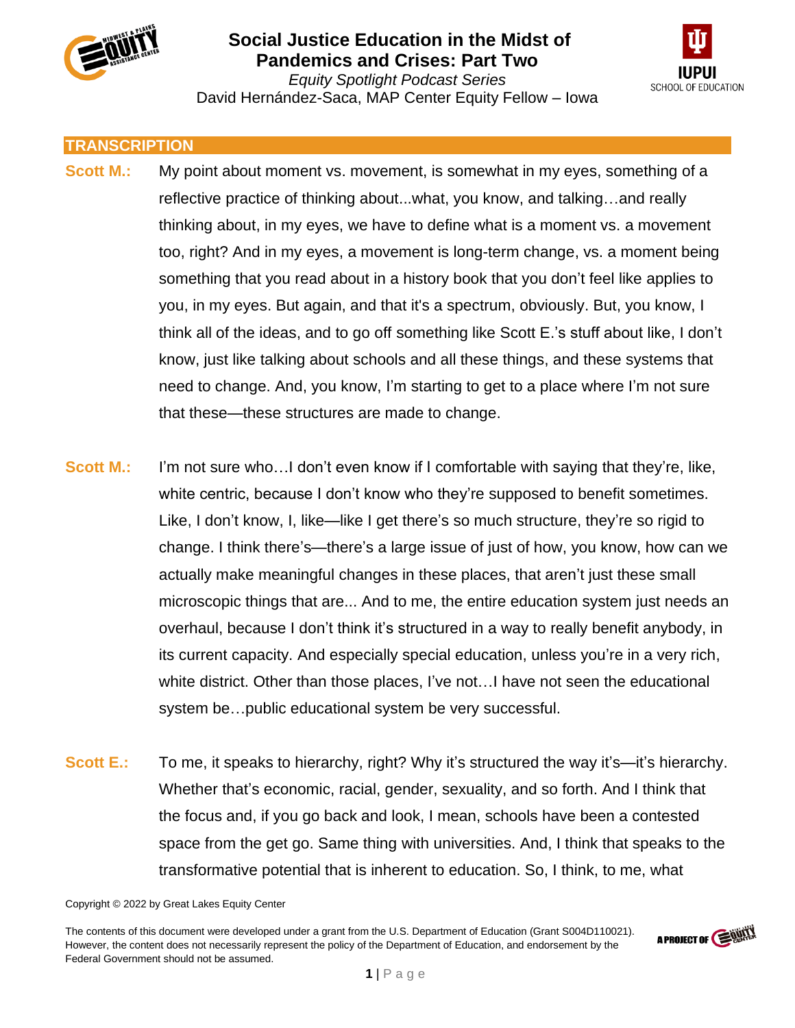# Social Justice Education in the Midst of Pandemics and Crises: Part Two

*Equity Spotlight Podcast Series*

David Hernández-Saca, MAP Center Equity Fellow – Iowa

## TRANSCRIPTION

**Scott M.:** My point about moment vs. movement, is somewhat in my eyes, something of a reflective practice of thinking about...what, you know, and talking…and really thinking about, in my eyes, we have to define what is a moment vs. a movement too, right? And in my eyes, a movement is long-term change, vs. a moment being something that you read about in a history book that you don't feel like applies to you, in my eyes. But again, and that it's a spectrum, obviously. But, you know, I think all of the ideas, and to go off something like Scott E.'s stuff about like, I don't know, just like talking about schools and all these things, and these systems that need to change. And, you know, I'm starting to get to a place where I'm not sure that these—these structures are made to change.

**Scott M.:** I'm not sure who…I don't even know if I comfortable with saying that they're, like, white centric, because I don't know who they're supposed to benefit sometimes. Like, I don't know, I, like—like I get there's so much structure, they're so rigid to change. I think there's—there's a large issue of just of how, you know, how can we actually make meaningful changes in these places, that aren't just these small microscopic things that are... And to me, the entire education system just needs an overhaul, because I don't think it's structured in a way to really benefit anybody, in its current capacity. And especially special education, unless you're in a very rich, white district. Other than those places, I've not…I have not seen the educational system be…public educational system be very successful.

**Scott E.:** To me, it speaks to hierarchy, right? Why it's structured the way it's—it's hierarchy. Whether that's economic, racial, gender, sexuality, and so forth. And I think that the focus and, if you go back and look, I mean, schools have been a contested space from the get go. Same thing with universities. And, I think that speaks to the transformative potential that is inherent to education. So, I think, to me, what

Copyright © 2022 by Great Lakes Equity Center

The contents of this document were developed under a grant from the U.S. Department of Education (Grant S004D110021). However, the content does not necessarily represent the policy of the Department of Education, and endorsement by the Federal Government should not be assumed.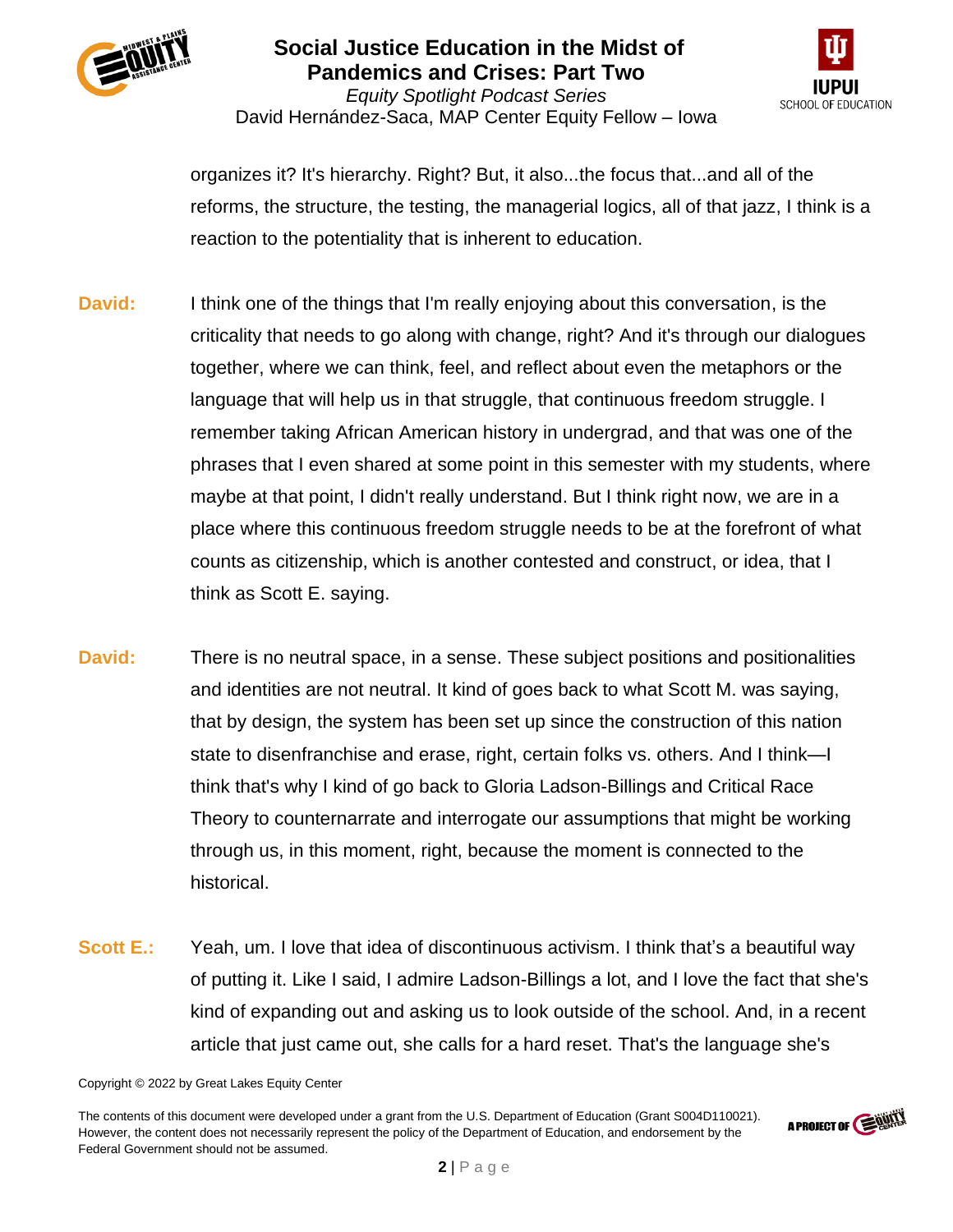organizes it? It's hierarchy. Right? But, it also...the focus that...and all of the reforms, the structure, the testing, the managerial logics, all of that jazz, I think is a reaction to the potentiality that is inherent to education.

**David:** I think one of the things that I'm really enjoying about this conversation, is the criticality that needs to go along with change, right? And it's through our dialogues together, where we can think, feel, and reflect about even the metaphors or the language that will help us in that struggle, that continuous freedom struggle. I remember taking African American history in undergrad, and that was one of the phrases that I even shared at some point in this semester with my students, where maybe at that point, I didn't really understand. But I think right now, we are in a place where this continuous freedom struggle needs to be at the forefront of what counts as citizenship, which is another contested and construct, or idea, that I think as Scott E. saying.

**David:** There is no neutral space, in a sense. These subject positions and positionalities and identities are not neutral. It kind of goes back to what Scott M. was saying, that by design, the system has been set up since the construction of this nation state to disenfranchise and erase, right, certain folks vs. others. And I think—I think that's why I kind of go back to Gloria Ladson-Billings and Critical Race Theory to counternarrate and interrogate our assumptions that might be working through us, in this moment, right, because the moment is connected to the historical.

**Scott E.:** Yeah, um. I love that idea of discontinuous activism. I think that's a beautiful way of putting it. Like I said, I admire Ladson-Billings a lot, and I love the fact that she's kind of expanding out and asking us to look outside of the school. And, in a recent article that just came out, she calls for a hard reset. That's the language she's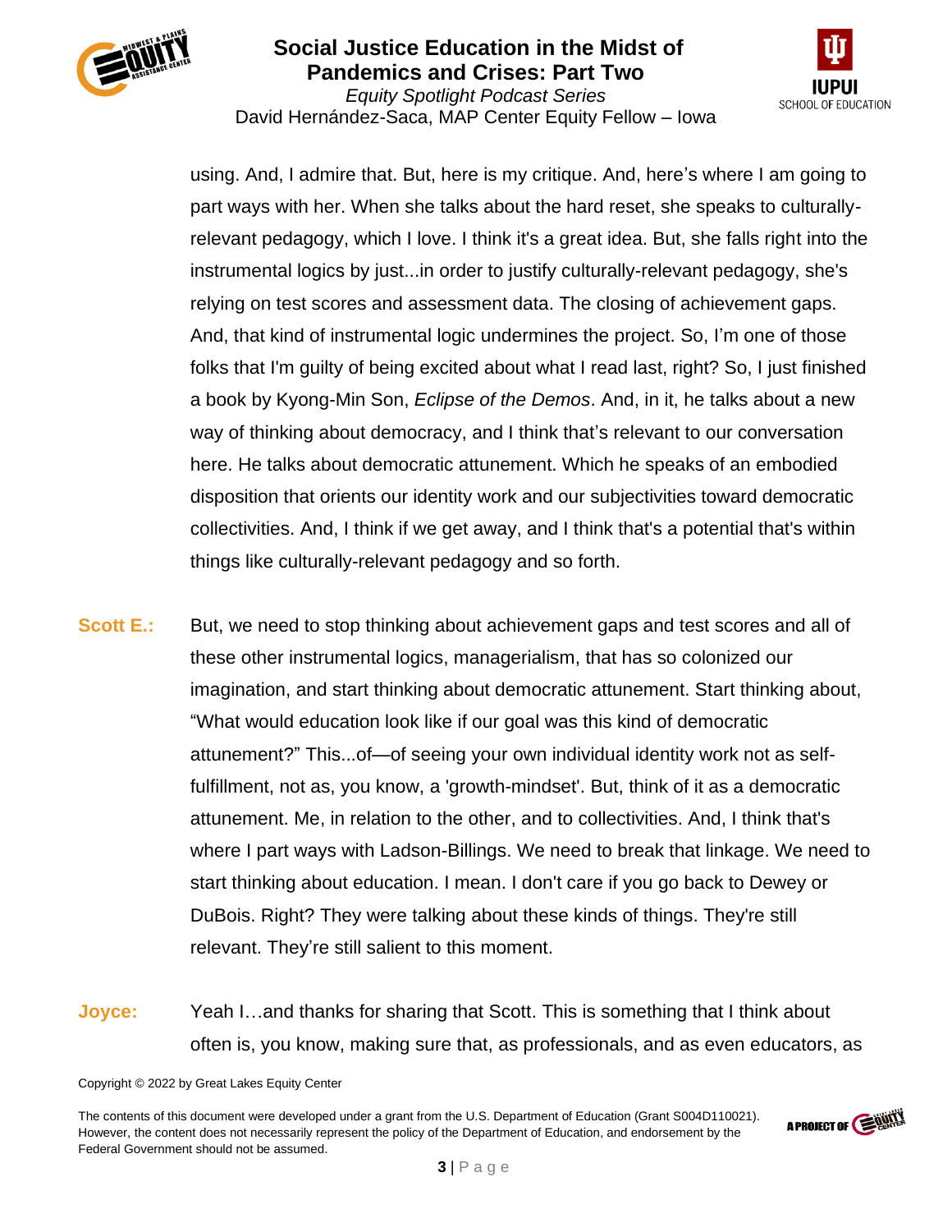using. And, I admire that. But, here is my critique. And, here's where I am going to part ways with her. When she talks about the hard reset, she speaks to culturally-relevant pedagogy, which I love. I think it's a great idea. But, she falls right into the instrumental logics by just...in order to justify culturally-relevant pedagogy, she's relying on test scores and assessment data. The closing of achievement gaps. And, that kind of instrumental logic undermines the project. So, I'm one of those folks that I'm guilty of being excited about what I read last, right? So, I just finished a book by Kyong-Min Son, *Eclipse of the Demos*. And, in it, he talks about a new way of thinking about democracy, and I think that's relevant to our conversation here. He talks about democratic attunement. Which he speaks of an embodied disposition that orients our identity work and our subjectivities toward democratic collectivities. And, I think if we get away, and I think that's a potential that's within things like culturally-relevant pedagogy and so forth.

**Scott E.:** But, we need to stop thinking about achievement gaps and test scores and all of these other instrumental logics, managerialism, that has so colonized our imagination, and start thinking about democratic attunement. Start thinking about, "What would education look like if our goal was this kind of democratic attunement?" This...of—of seeing your own individual identity work not as self-fulfillment, not as, you know, a 'growth-mindset'. But, think of it as a democratic attunement. Me, in relation to the other, and to collectivities. And, I think that's where I part ways with Ladson-Billings. We need to break that linkage. We need to start thinking about education. I mean. I don't care if you go back to Dewey or DuBois. Right? They were talking about these kinds of things. They're still relevant. They're still salient to this moment.

**Joyce:** Yeah I…and thanks for sharing that Scott. This is something that I think about often is, you know, making sure that, as professionals, and as even educators, as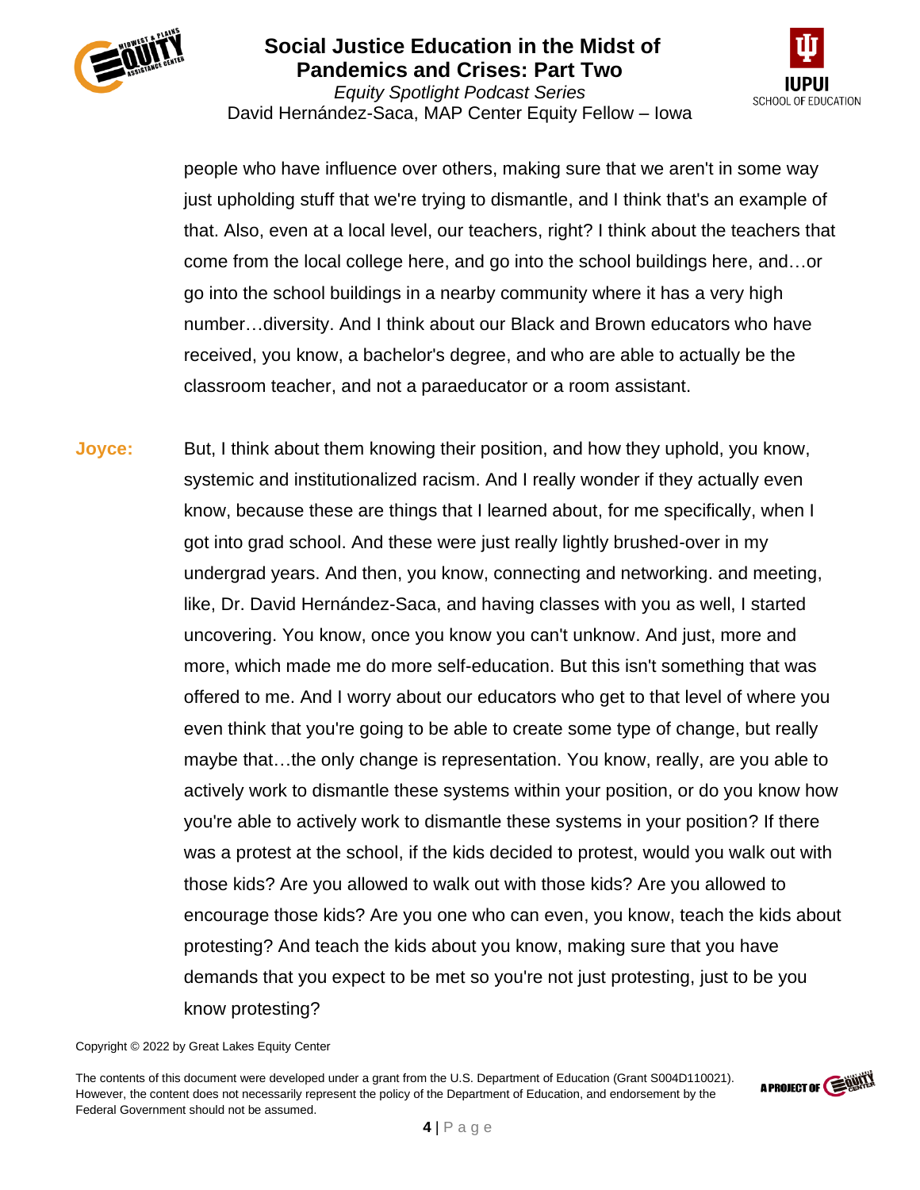people who have influence over others, making sure that we aren't in some way just upholding stuff that we're trying to dismantle, and I think that's an example of that. Also, even at a local level, our teachers, right? I think about the teachers that come from the local college here, and go into the school buildings here, and…or go into the school buildings in a nearby community where it has a very high number…diversity. And I think about our Black and Brown educators who have received, you know, a bachelor's degree, and who are able to actually be the classroom teacher, and not a paraeducator or a room assistant.

**Joyce:** But, I think about them knowing their position, and how they uphold, you know, systemic and institutionalized racism. And I really wonder if they actually even know, because these are things that I learned about, for me specifically, when I got into grad school. And these were just really lightly brushed-over in my undergrad years. And then, you know, connecting and networking. and meeting, like, Dr. David Hernández-Saca, and having classes with you as well, I started uncovering. You know, once you know you can't unknow. And just, more and more, which made me do more self-education. But this isn't something that was offered to me. And I worry about our educators who get to that level of where you even think that you're going to be able to create some type of change, but really maybe that…the only change is representation. You know, really, are you able to actively work to dismantle these systems within your position, or do you know how you're able to actively work to dismantle these systems in your position? If there was a protest at the school, if the kids decided to protest, would you walk out with those kids? Are you allowed to walk out with those kids? Are you allowed to encourage those kids? Are you one who can even, you know, teach the kids about protesting? And teach the kids about you know, making sure that you have demands that you expect to be met so you're not just protesting, just to be you know protesting?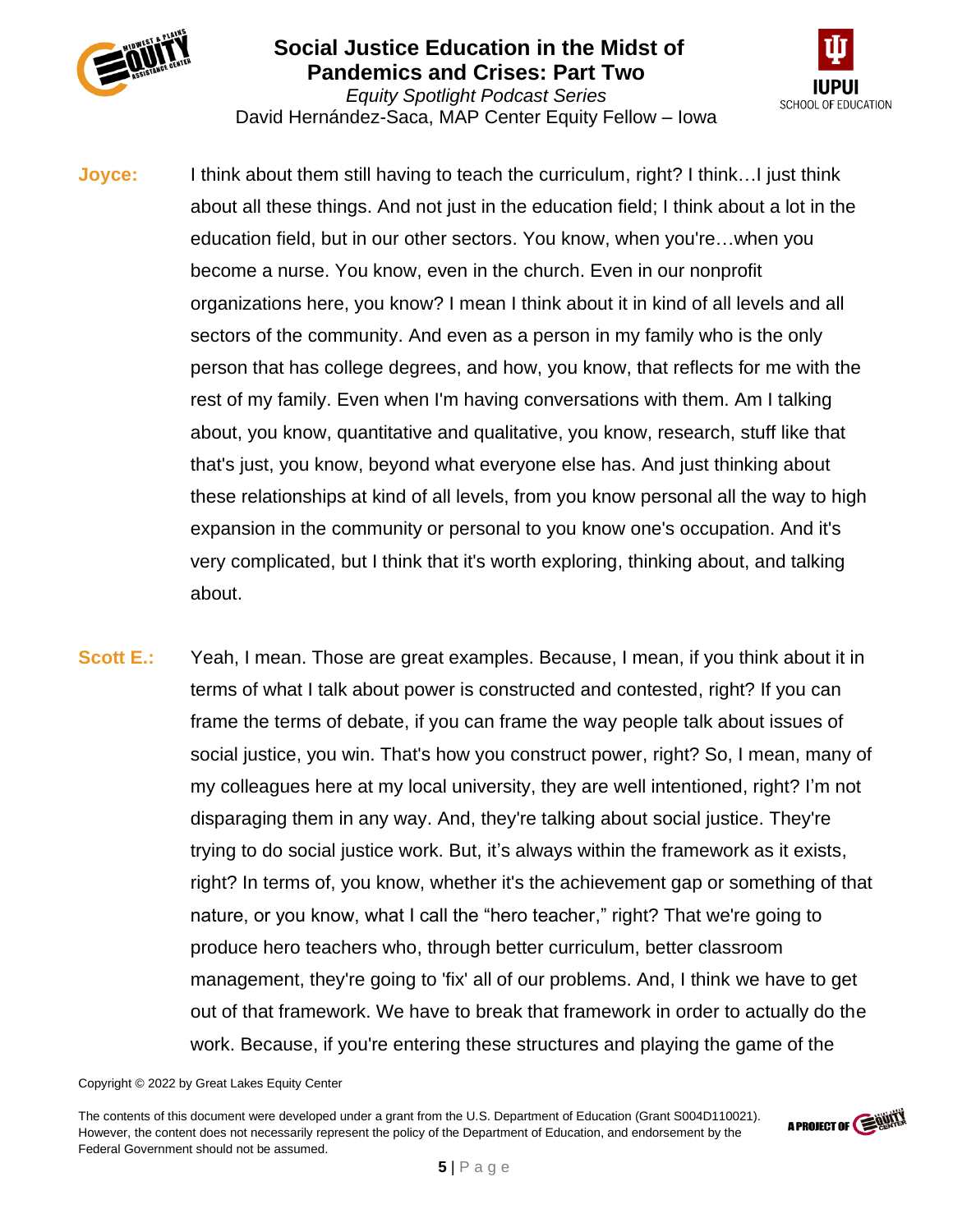**Joyce:** I think about them still having to teach the curriculum, right? I think…I just think about all these things. And not just in the education field; I think about a lot in the education field, but in our other sectors. You know, when you're…when you become a nurse. You know, even in the church. Even in our nonprofit organizations here, you know? I mean I think about it in kind of all levels and all sectors of the community. And even as a person in my family who is the only person that has college degrees, and how, you know, that reflects for me with the rest of my family. Even when I'm having conversations with them. Am I talking about, you know, quantitative and qualitative, you know, research, stuff like that that's just, you know, beyond what everyone else has. And just thinking about these relationships at kind of all levels, from you know personal all the way to high expansion in the community or personal to you know one's occupation. And it's very complicated, but I think that it's worth exploring, thinking about, and talking about.

**Scott E.:** Yeah, I mean. Those are great examples. Because, I mean, if you think about it in terms of what I talk about power is constructed and contested, right? If you can frame the terms of debate, if you can frame the way people talk about issues of social justice, you win. That's how you construct power, right? So, I mean, many of my colleagues here at my local university, they are well intentioned, right? I'm not disparaging them in any way. And, they're talking about social justice. They're trying to do social justice work. But, it's always within the framework as it exists, right? In terms of, you know, whether it's the achievement gap or something of that nature, or you know, what I call the "hero teacher," right? That we're going to produce hero teachers who, through better curriculum, better classroom management, they're going to 'fix' all of our problems. And, I think we have to get out of that framework. We have to break that framework in order to actually do the work. Because, if you're entering these structures and playing the game of the

Copyright © 2022 by Great Lakes Equity Center

The contents of this document were developed under a grant from the U.S. Department of Education (Grant S004D110021). However, the content does not necessarily represent the policy of the Department of Education, and endorsement by the Federal Government should not be assumed.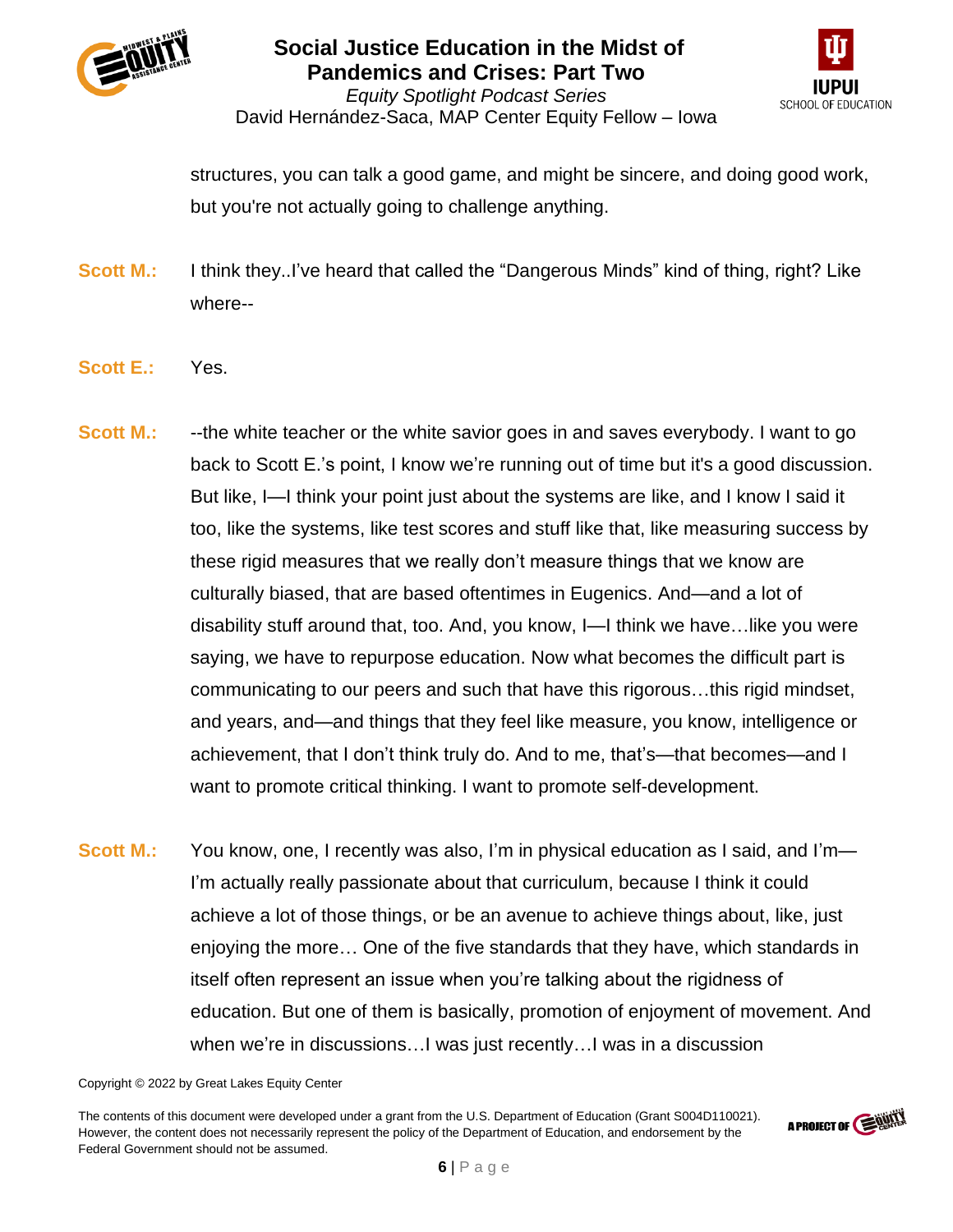structures, you can talk a good game, and might be sincere, and doing good work, but you're not actually going to challenge anything.

**Scott M.:** I think they..I've heard that called the "Dangerous Minds" kind of thing, right? Like where--

**Scott E.:** Yes.

**Scott M.:** --the white teacher or the white savior goes in and saves everybody. I want to go back to Scott E.'s point, I know we're running out of time but it's a good discussion. But like, I—I think your point just about the systems are like, and I know I said it too, like the systems, like test scores and stuff like that, like measuring success by these rigid measures that we really don't measure things that we know are culturally biased, that are based oftentimes in Eugenics. And—and a lot of disability stuff around that, too. And, you know, I—I think we have…like you were saying, we have to repurpose education. Now what becomes the difficult part is communicating to our peers and such that have this rigorous…this rigid mindset, and years, and—and things that they feel like measure, you know, intelligence or achievement, that I don't think truly do. And to me, that's—that becomes—and I want to promote critical thinking. I want to promote self-development.

**Scott M.:** You know, one, I recently was also, I'm in physical education as I said, and I'm—I'm actually really passionate about that curriculum, because I think it could achieve a lot of those things, or be an avenue to achieve things about, like, just enjoying the more… One of the five standards that they have, which standards in itself often represent an issue when you're talking about the rigidness of education. But one of them is basically, promotion of enjoyment of movement. And when we're in discussions…I was just recently…I was in a discussion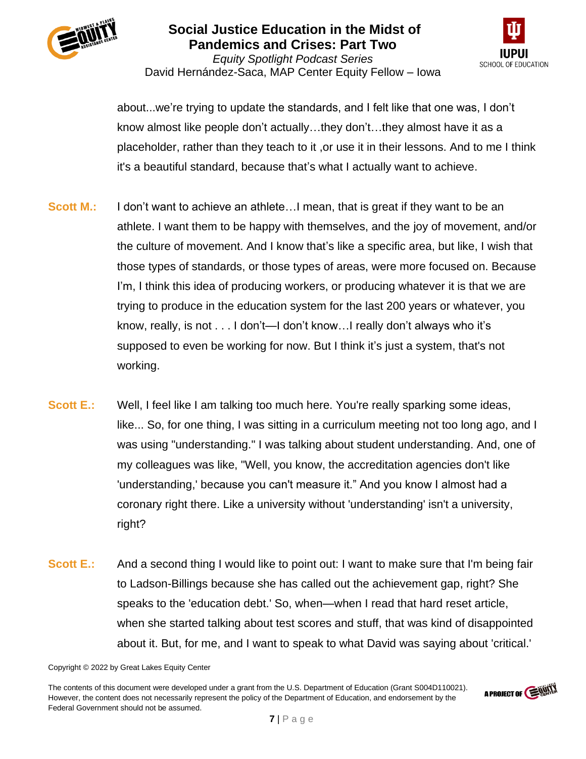about...we're trying to update the standards, and I felt like that one was, I don't know almost like people don't actually…they don't…they almost have it as a placeholder, rather than they teach to it ,or use it in their lessons. And to me I think it's a beautiful standard, because that's what I actually want to achieve.

**Scott M.:** I don't want to achieve an athlete…I mean, that is great if they want to be an athlete. I want them to be happy with themselves, and the joy of movement, and/or the culture of movement. And I know that's like a specific area, but like, I wish that those types of standards, or those types of areas, were more focused on. Because I'm, I think this idea of producing workers, or producing whatever it is that we are trying to produce in the education system for the last 200 years or whatever, you know, really, is not . . . I don't—I don't know…I really don't always who it's supposed to even be working for now. But I think it's just a system, that's not working.

**Scott E.:** Well, I feel like I am talking too much here. You're really sparking some ideas, like... So, for one thing, I was sitting in a curriculum meeting not too long ago, and I was using "understanding." I was talking about student understanding. And, one of my colleagues was like, "Well, you know, the accreditation agencies don't like 'understanding,' because you can't measure it." And you know I almost had a coronary right there. Like a university without 'understanding' isn't a university, right?

**Scott E.:** And a second thing I would like to point out: I want to make sure that I'm being fair to Ladson-Billings because she has called out the achievement gap, right? She speaks to the 'education debt.' So, when—when I read that hard reset article, when she started talking about test scores and stuff, that was kind of disappointed about it. But, for me, and I want to speak to what David was saying about 'critical.'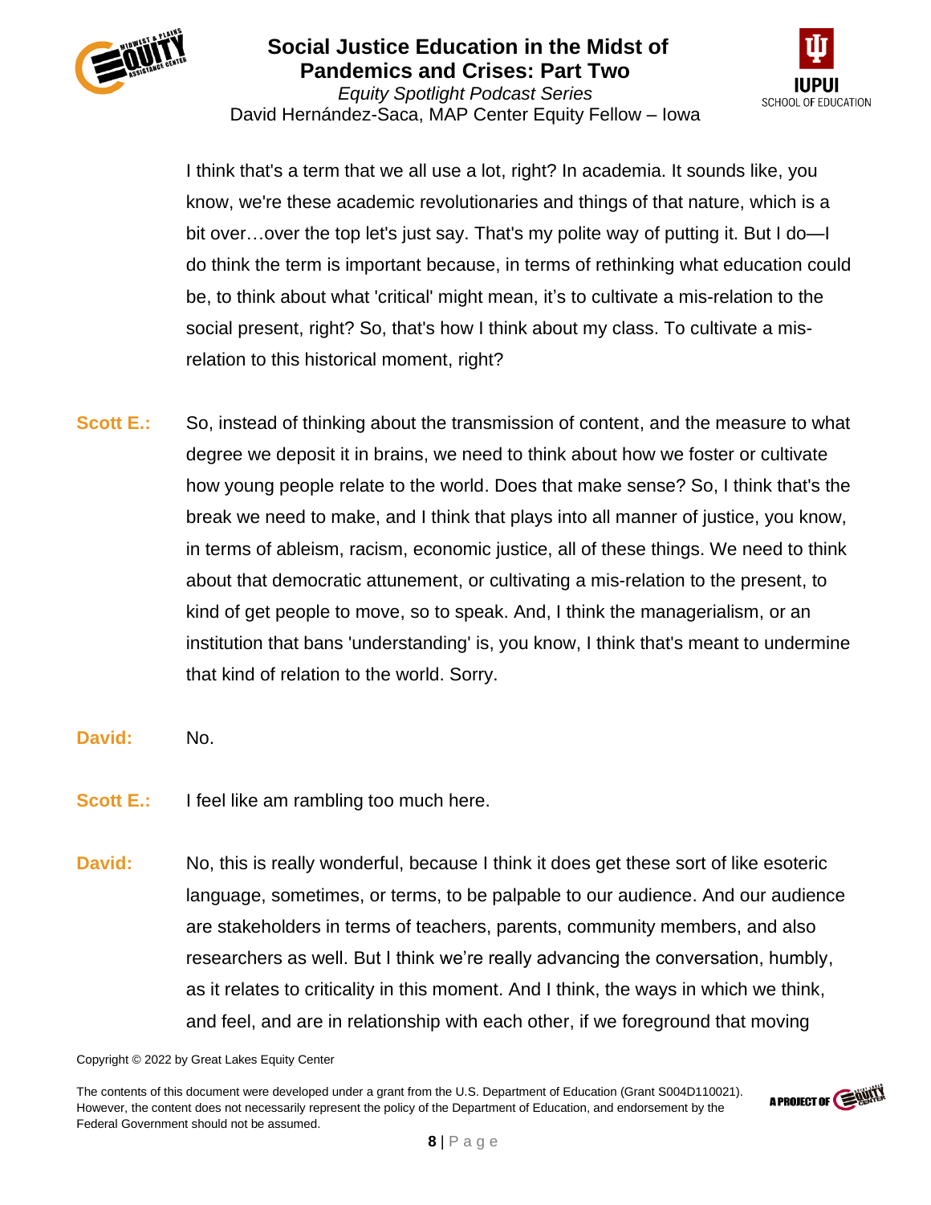I think that's a term that we all use a lot, right? In academia. It sounds like, you know, we're these academic revolutionaries and things of that nature, which is a bit over…over the top let's just say. That's my polite way of putting it. But I do—I do think the term is important because, in terms of rethinking what education could be, to think about what 'critical' might mean, it's to cultivate a mis-relation to the social present, right? So, that's how I think about my class. To cultivate a mis-relation to this historical moment, right?

**Scott E.:** So, instead of thinking about the transmission of content, and the measure to what degree we deposit it in brains, we need to think about how we foster or cultivate how young people relate to the world. Does that make sense? So, I think that's the break we need to make, and I think that plays into all manner of justice, you know, in terms of ableism, racism, economic justice, all of these things. We need to think about that democratic attunement, or cultivating a mis-relation to the present, to kind of get people to move, so to speak. And, I think the managerialism, or an institution that bans 'understanding' is, you know, I think that's meant to undermine that kind of relation to the world. Sorry.

**David:** No.

**Scott E.:** I feel like am rambling too much here.

**David:** No, this is really wonderful, because I think it does get these sort of like esoteric language, sometimes, or terms, to be palpable to our audience. And our audience are stakeholders in terms of teachers, parents, community members, and also researchers as well. But I think we're really advancing the conversation, humbly, as it relates to criticality in this moment. And I think, the ways in which we think, and feel, and are in relationship with each other, if we foreground that moving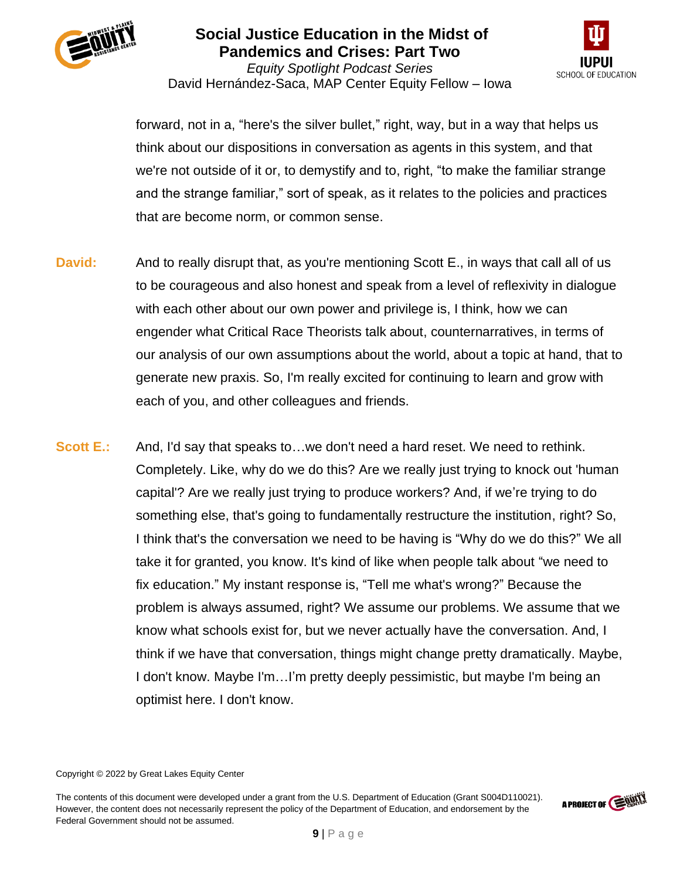forward, not in a, “here's the silver bullet,” right, way, but in a way that helps us think about our dispositions in conversation as agents in this system, and that we're not outside of it or, to demystify and to, right, “to make the familiar strange and the strange familiar,” sort of speak, as it relates to the policies and practices that are become norm, or common sense.

**David:** And to really disrupt that, as you're mentioning Scott E., in ways that call all of us to be courageous and also honest and speak from a level of reflexivity in dialogue with each other about our own power and privilege is, I think, how we can engender what Critical Race Theorists talk about, counternarratives, in terms of our analysis of our own assumptions about the world, about a topic at hand, that to generate new praxis. So, I'm really excited for continuing to learn and grow with each of you, and other colleagues and friends.

**Scott E.:** And, I'd say that speaks to…we don't need a hard reset. We need to rethink. Completely. Like, why do we do this? Are we really just trying to knock out 'human capital'? Are we really just trying to produce workers? And, if we’re trying to do something else, that's going to fundamentally restructure the institution, right? So, I think that's the conversation we need to be having is “Why do we do this?” We all take it for granted, you know. It's kind of like when people talk about “we need to fix education.” My instant response is, “Tell me what's wrong?” Because the problem is always assumed, right? We assume our problems. We assume that we know what schools exist for, but we never actually have the conversation. And, I think if we have that conversation, things might change pretty dramatically. Maybe, I don't know. Maybe I'm…I’m pretty deeply pessimistic, but maybe I'm being an optimist here. I don't know.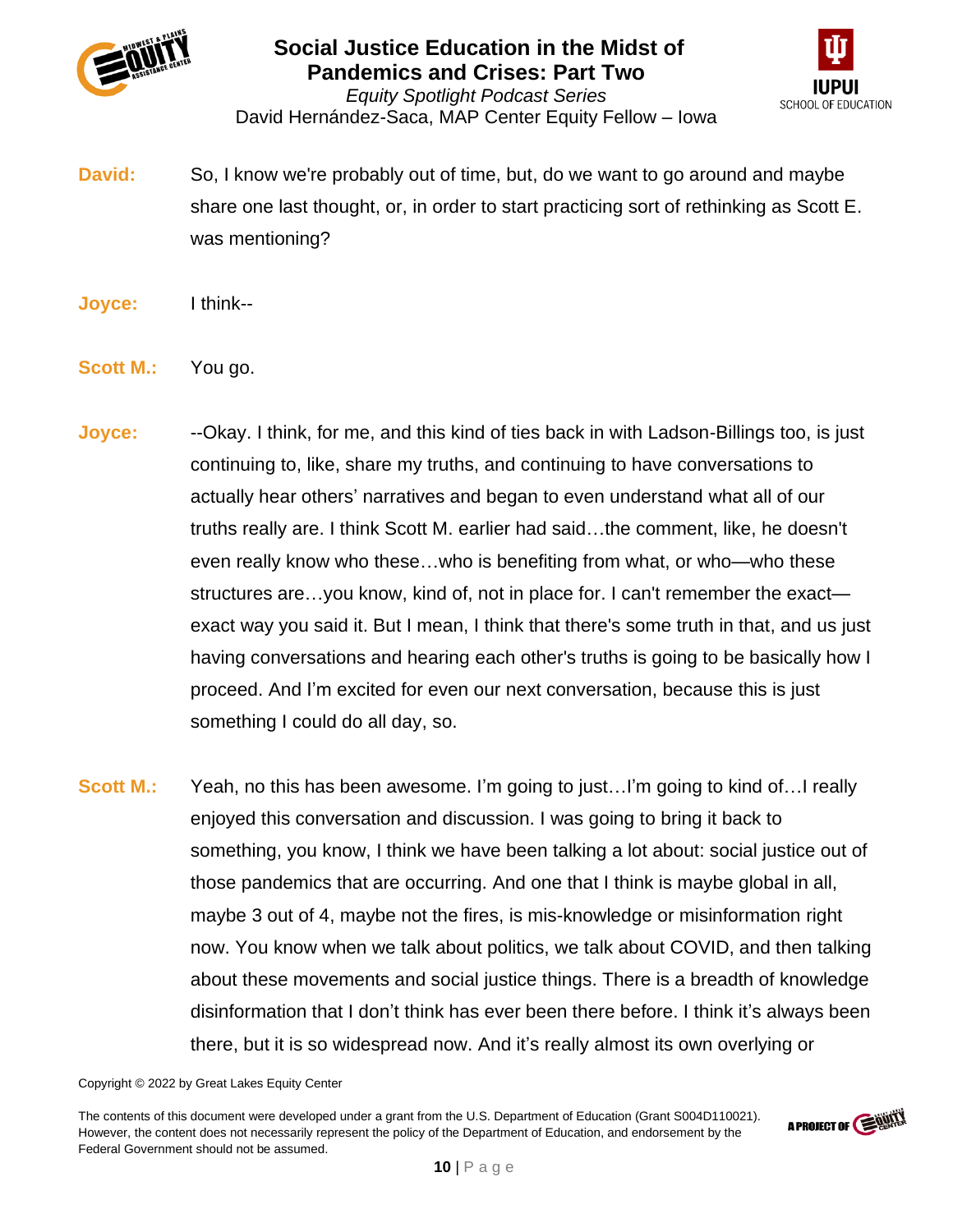**David:** So, I know we're probably out of time, but, do we want to go around and maybe share one last thought, or, in order to start practicing sort of rethinking as Scott E. was mentioning?

**Joyce:** I think--

**Scott M.:** You go.

**Joyce:** --Okay. I think, for me, and this kind of ties back in with Ladson-Billings too, is just continuing to, like, share my truths, and continuing to have conversations to actually hear others' narratives and began to even understand what all of our truths really are. I think Scott M. earlier had said…the comment, like, he doesn't even really know who these…who is benefiting from what, or who—who these structures are…you know, kind of, not in place for. I can't remember the exact—exact way you said it. But I mean, I think that there's some truth in that, and us just having conversations and hearing each other's truths is going to be basically how I proceed. And I'm excited for even our next conversation, because this is just something I could do all day, so.

**Scott M.:** Yeah, no this has been awesome. I'm going to just…I'm going to kind of…I really enjoyed this conversation and discussion. I was going to bring it back to something, you know, I think we have been talking a lot about: social justice out of those pandemics that are occurring. And one that I think is maybe global in all, maybe 3 out of 4, maybe not the fires, is mis-knowledge or misinformation right now. You know when we talk about politics, we talk about COVID, and then talking about these movements and social justice things. There is a breadth of knowledge disinformation that I don't think has ever been there before. I think it's always been there, but it is so widespread now. And it's really almost its own overlying or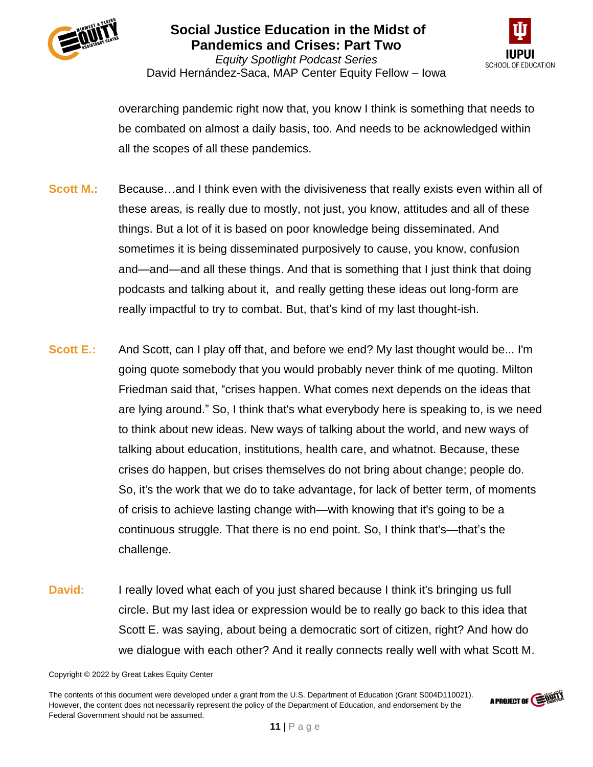overarching pandemic right now that, you know I think is something that needs to be combated on almost a daily basis, too. And needs to be acknowledged within all the scopes of all these pandemics.

**Scott M.:** Because…and I think even with the divisiveness that really exists even within all of these areas, is really due to mostly, not just, you know, attitudes and all of these things. But a lot of it is based on poor knowledge being disseminated. And sometimes it is being disseminated purposively to cause, you know, confusion and—and—and all these things. And that is something that I just think that doing podcasts and talking about it, and really getting these ideas out long-form are really impactful to try to combat. But, that's kind of my last thought-ish.

**Scott E.:** And Scott, can I play off that, and before we end? My last thought would be... I'm going quote somebody that you would probably never think of me quoting. Milton Friedman said that, "crises happen. What comes next depends on the ideas that are lying around." So, I think that's what everybody here is speaking to, is we need to think about new ideas. New ways of talking about the world, and new ways of talking about education, institutions, health care, and whatnot. Because, these crises do happen, but crises themselves do not bring about change; people do. So, it's the work that we do to take advantage, for lack of better term, of moments of crisis to achieve lasting change with—with knowing that it's going to be a continuous struggle. That there is no end point. So, I think that's—that's the challenge.

**David:** I really loved what each of you just shared because I think it's bringing us full circle. But my last idea or expression would be to really go back to this idea that Scott E. was saying, about being a democratic sort of citizen, right? And how do we dialogue with each other? And it really connects really well with what Scott M.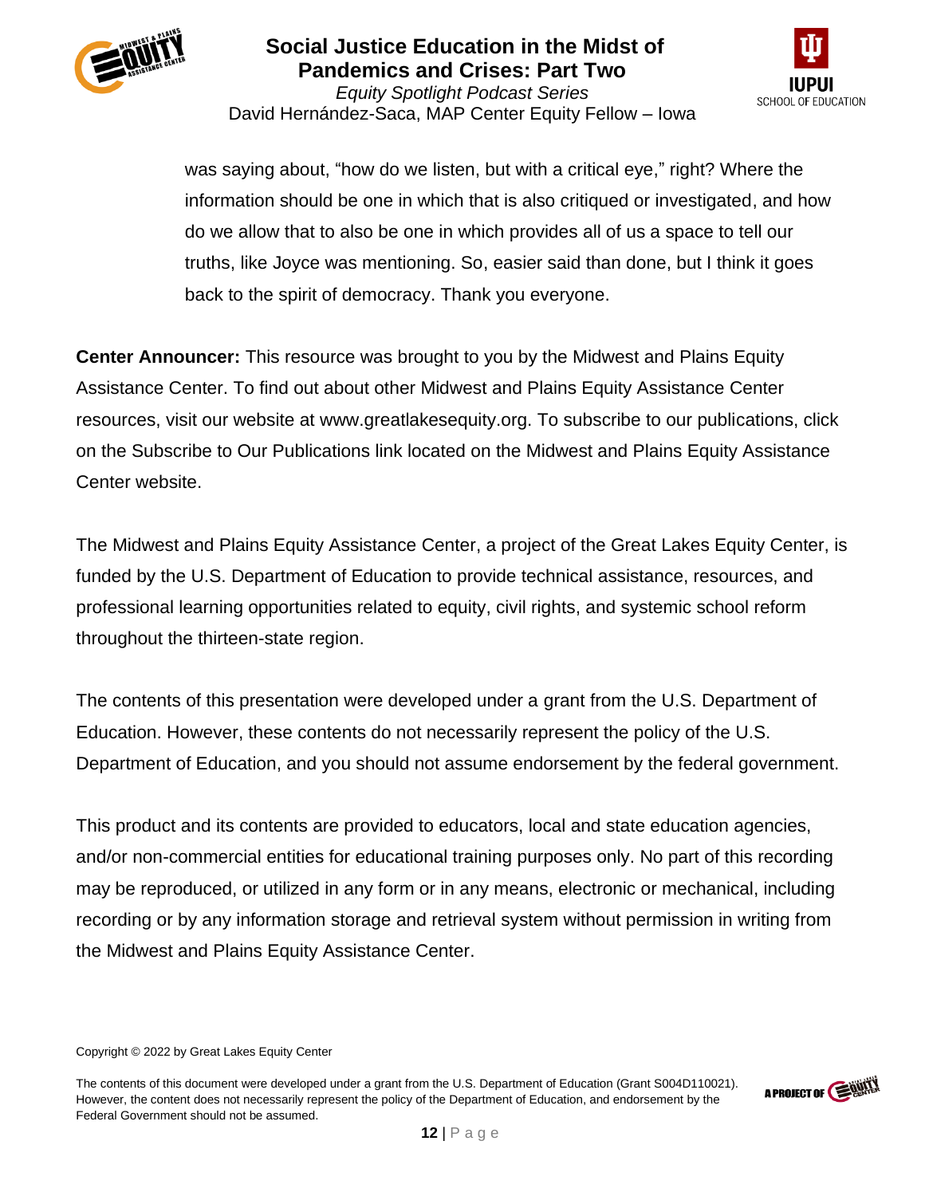was saying about, “how do we listen, but with a critical eye,” right? Where the information should be one in which that is also critiqued or investigated, and how do we allow that to also be one in which provides all of us a space to tell our truths, like Joyce was mentioning. So, easier said than done, but I think it goes back to the spirit of democracy. Thank you everyone.

**Center Announcer:** This resource was brought to you by the Midwest and Plains Equity Assistance Center. To find out about other Midwest and Plains Equity Assistance Center resources, visit our website at www.greatlakesequity.org. To subscribe to our publications, click on the Subscribe to Our Publications link located on the Midwest and Plains Equity Assistance Center website.

The Midwest and Plains Equity Assistance Center, a project of the Great Lakes Equity Center, is funded by the U.S. Department of Education to provide technical assistance, resources, and professional learning opportunities related to equity, civil rights, and systemic school reform throughout the thirteen-state region.

The contents of this presentation were developed under a grant from the U.S. Department of Education. However, these contents do not necessarily represent the policy of the U.S. Department of Education, and you should not assume endorsement by the federal government.

This product and its contents are provided to educators, local and state education agencies, and/or non-commercial entities for educational training purposes only. No part of this recording may be reproduced, or utilized in any form or in any means, electronic or mechanical, including recording or by any information storage and retrieval system without permission in writing from the Midwest and Plains Equity Assistance Center.

Copyright © 2022 by Great Lakes Equity Center

The contents of this document were developed under a grant from the U.S. Department of Education (Grant S004D110021). However, the content does not necessarily represent the policy of the Department of Education, and endorsement by the Federal Government should not be assumed.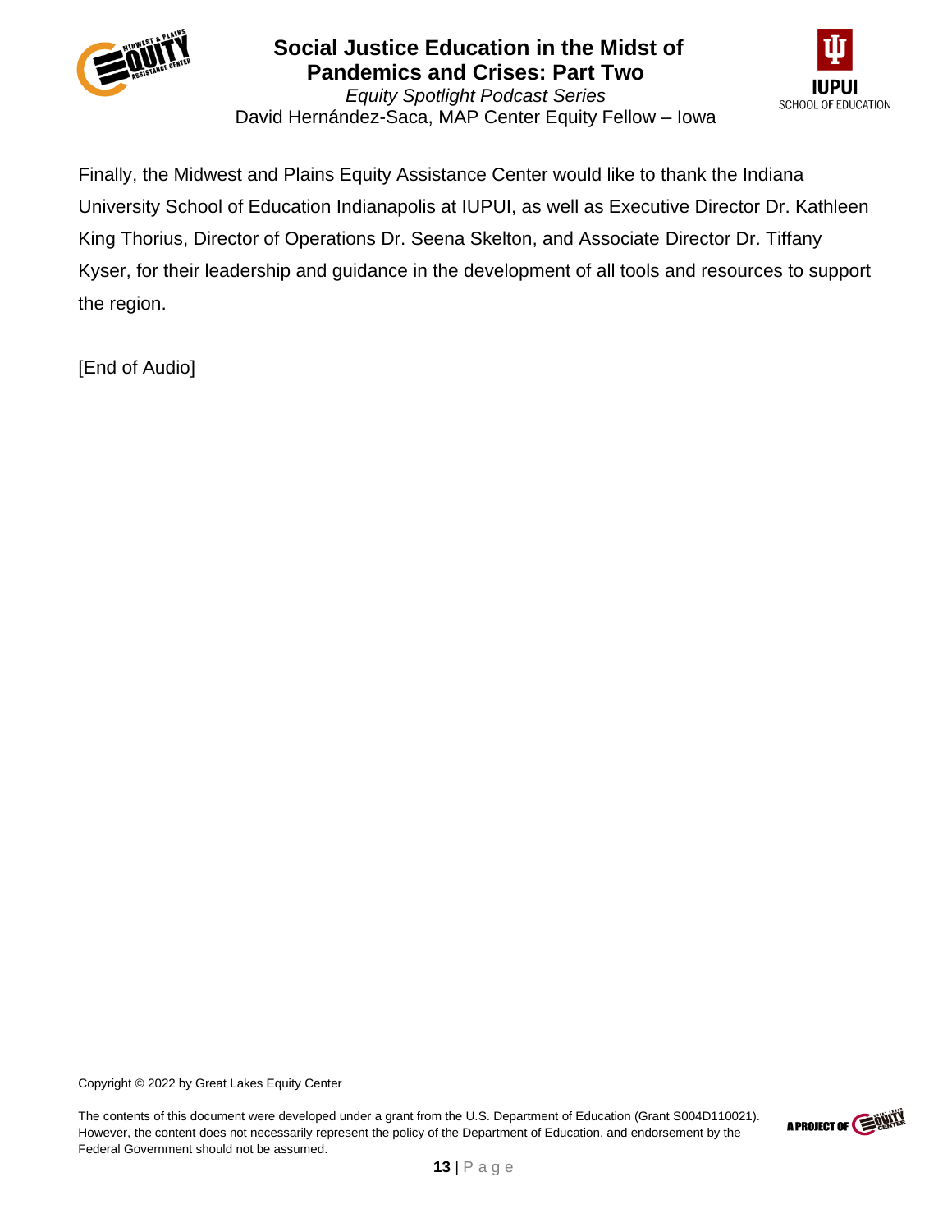Finally, the Midwest and Plains Equity Assistance Center would like to thank the Indiana University School of Education Indianapolis at IUPUI, as well as Executive Director Dr. Kathleen King Thorius, Director of Operations Dr. Seena Skelton, and Associate Director Dr. Tiffany Kyser, for their leadership and guidance in the development of all tools and resources to support the region.

[End of Audio]